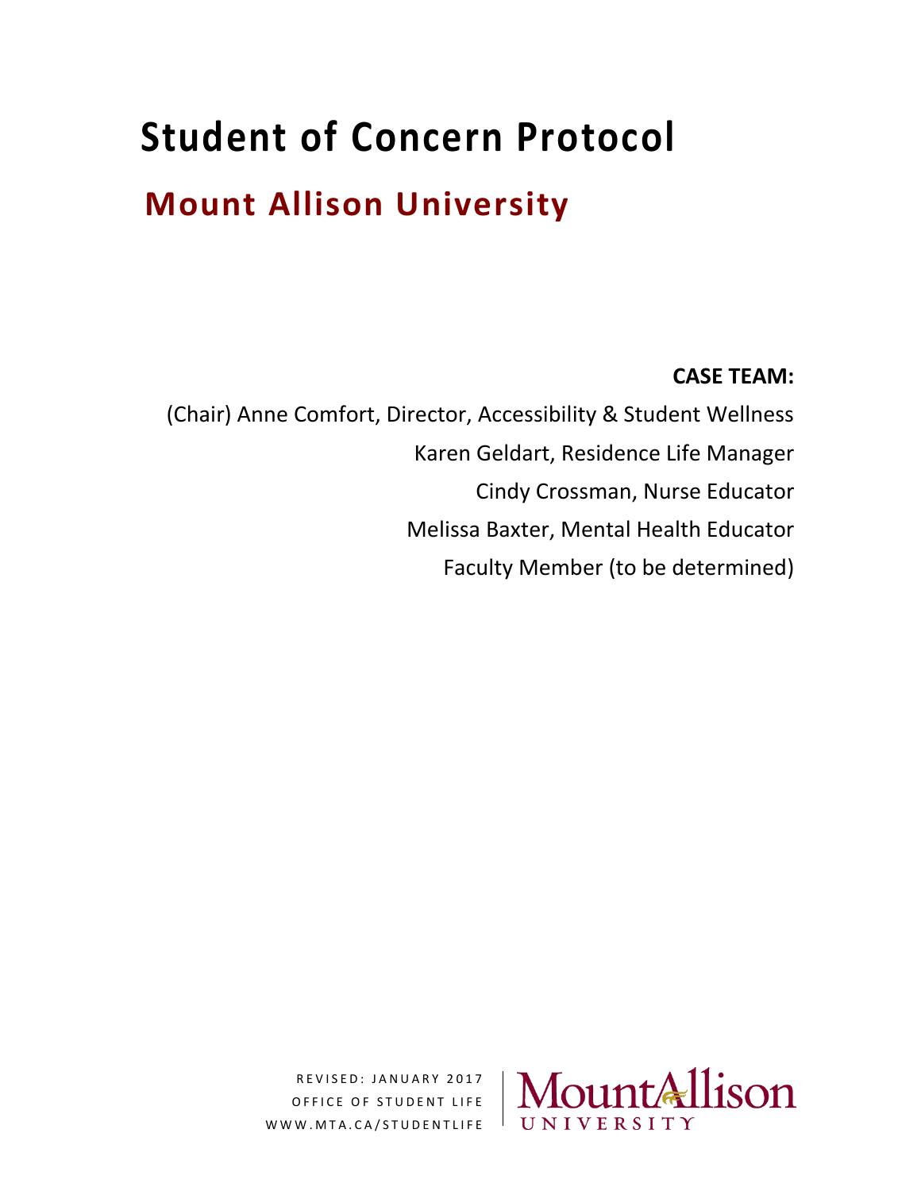# Student of Concern Protocol

## Mount Allison University

**CASE TEAM:**

(Chair) Anne Comfort, Director, Accessibility & Student Wellness

Karen Geldart, Residence Life Manager

Cindy Crossman, Nurse Educator

Melissa Baxter, Mental Health Educator

Faculty Member (to be determined)

REVISED: JANUARY 2017

OFFICE OF STUDENT LIFE

WWW.MTA.CA/STUDENTLIFE

Mount Allison University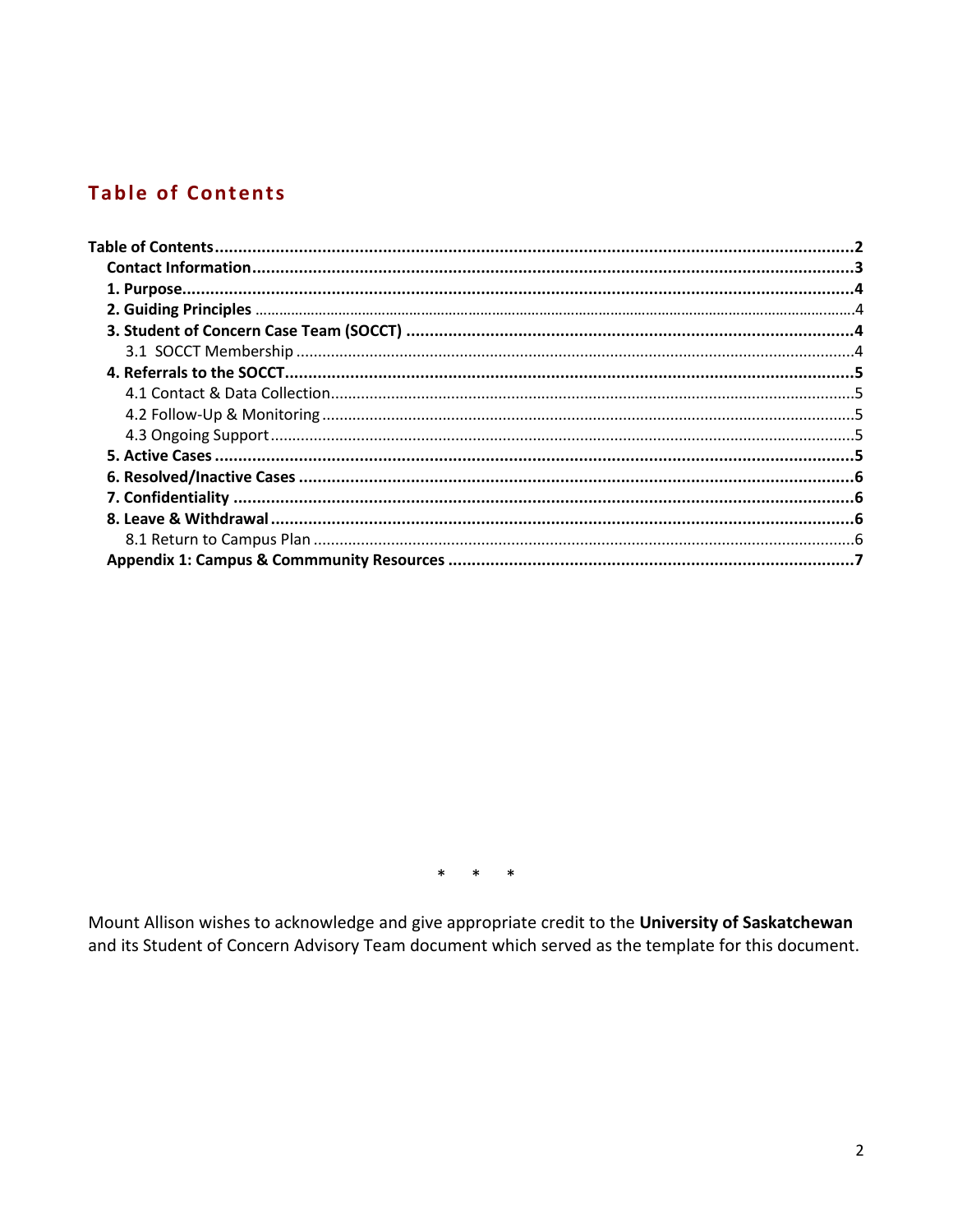## Table of Contents

- **Table of Contents** .......... **2**
  - **Contact Information** .......... **3**
  - **1. Purpose** .......... **4**
  - **2. Guiding Principles** .......... 4
  - **3. Student of Concern Case Team (SOCCT)** .......... **4**
    - 3.1 SOCCT Membership .......... 4
  - **4. Referrals to the SOCCT** .......... **5**
    - 4.1 Contact & Data Collection .......... 5
    - 4.2 Follow-Up & Monitoring .......... 5
    - 4.3 Ongoing Support .......... 5
  - **5. Active Cases** .......... **5**
  - **6. Resolved/Inactive Cases** .......... **6**
  - **7. Confidentiality** .......... **6**
  - **8. Leave & Withdrawal** .......... **6**
    - 8.1 Return to Campus Plan .......... 6
  - **Appendix 1: Campus & Commmunity Resources** .......... **7**

\* \* \*

Mount Allison wishes to acknowledge and give appropriate credit to the **University of Saskatchewan** and its Student of Concern Advisory Team document which served as the template for this document.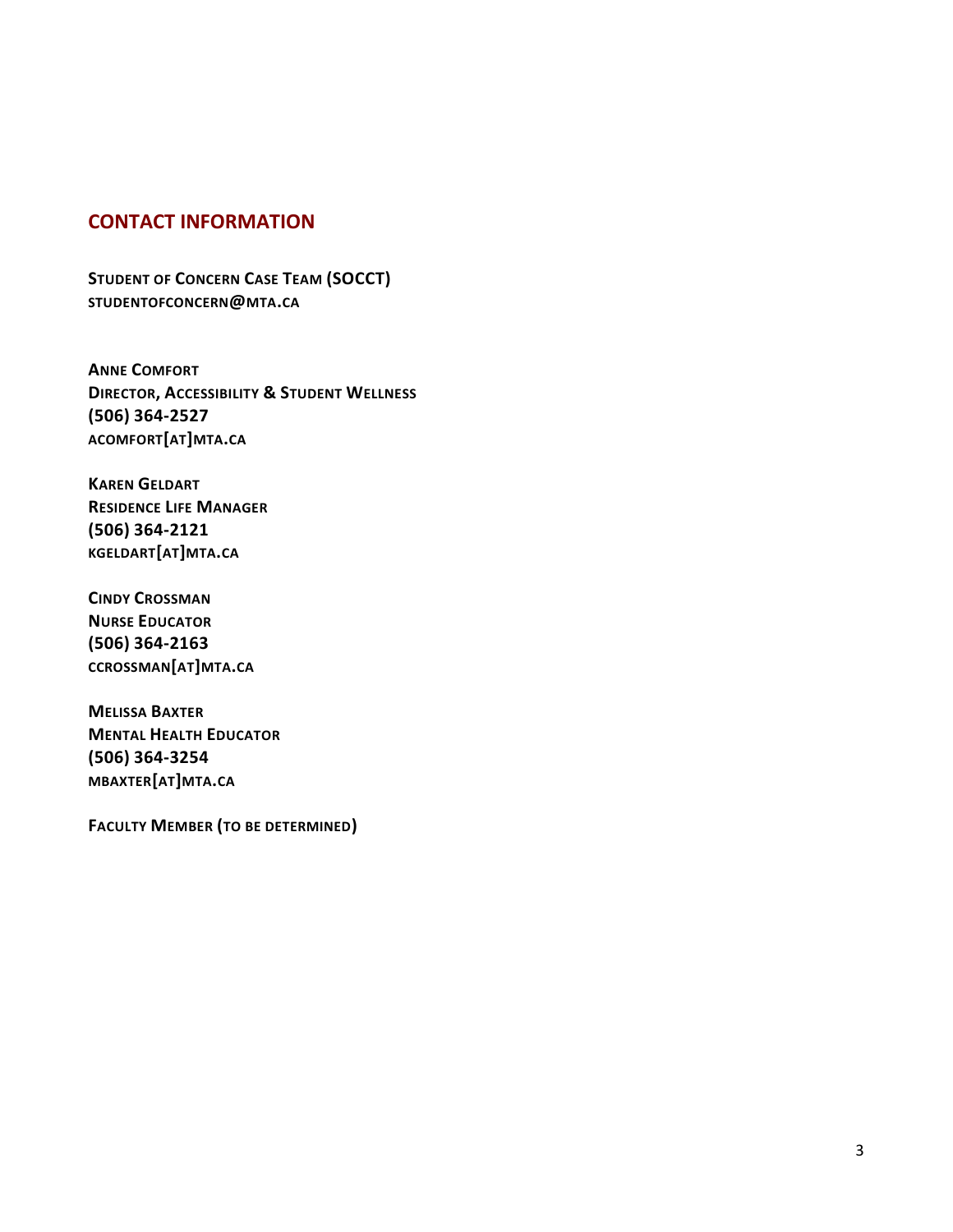## CONTACT INFORMATION

**STUDENT OF CONCERN CASE TEAM (SOCCT)**
**STUDENTOFCONCERN@MTA.CA**

**ANNE COMFORT**
**DIRECTOR, ACCESSIBILITY & STUDENT WELLNESS**
**(506) 364-2527**
**ACOMFORT[AT]MTA.CA**

**KAREN GELDART**
**RESIDENCE LIFE MANAGER**
**(506) 364-2121**
**KGELDART[AT]MTA.CA**

**CINDY CROSSMAN**
**NURSE EDUCATOR**
**(506) 364-2163**
**CCROSSMAN[AT]MTA.CA**

**MELISSA BAXTER**
**MENTAL HEALTH EDUCATOR**
**(506) 364-3254**
**MBAXTER[AT]MTA.CA**

**FACULTY MEMBER (TO BE DETERMINED)**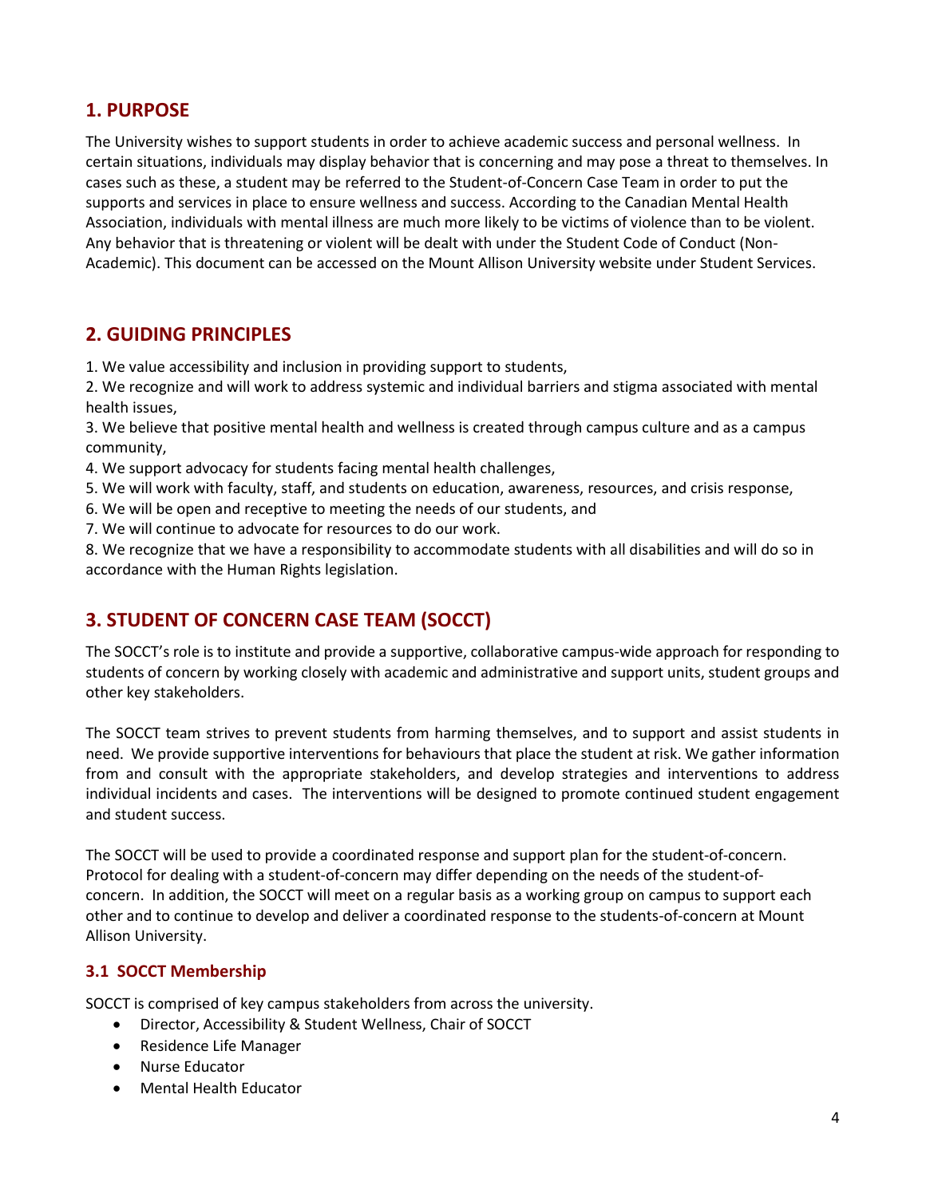## 1. PURPOSE

The University wishes to support students in order to achieve academic success and personal wellness. In certain situations, individuals may display behavior that is concerning and may pose a threat to themselves. In cases such as these, a student may be referred to the Student-of-Concern Case Team in order to put the supports and services in place to ensure wellness and success. According to the Canadian Mental Health Association, individuals with mental illness are much more likely to be victims of violence than to be violent. Any behavior that is threatening or violent will be dealt with under the Student Code of Conduct (Non-Academic). This document can be accessed on the Mount Allison University website under Student Services.

## 2. GUIDING PRINCIPLES

1. We value accessibility and inclusion in providing support to students,
2. We recognize and will work to address systemic and individual barriers and stigma associated with mental health issues,
3. We believe that positive mental health and wellness is created through campus culture and as a campus community,
4. We support advocacy for students facing mental health challenges,
5. We will work with faculty, staff, and students on education, awareness, resources, and crisis response,
6. We will be open and receptive to meeting the needs of our students, and
7. We will continue to advocate for resources to do our work.
8. We recognize that we have a responsibility to accommodate students with all disabilities and will do so in accordance with the Human Rights legislation.

## 3. STUDENT OF CONCERN CASE TEAM (SOCCT)

The SOCCT's role is to institute and provide a supportive, collaborative campus-wide approach for responding to students of concern by working closely with academic and administrative and support units, student groups and other key stakeholders.

The SOCCT team strives to prevent students from harming themselves, and to support and assist students in need. We provide supportive interventions for behaviours that place the student at risk. We gather information from and consult with the appropriate stakeholders, and develop strategies and interventions to address individual incidents and cases. The interventions will be designed to promote continued student engagement and student success.

The SOCCT will be used to provide a coordinated response and support plan for the student-of-concern. Protocol for dealing with a student-of-concern may differ depending on the needs of the student-of-concern. In addition, the SOCCT will meet on a regular basis as a working group on campus to support each other and to continue to develop and deliver a coordinated response to the students-of-concern at Mount Allison University.

### 3.1 SOCCT Membership

SOCCT is comprised of key campus stakeholders from across the university.

- Director, Accessibility & Student Wellness, Chair of SOCCT
- Residence Life Manager
- Nurse Educator
- Mental Health Educator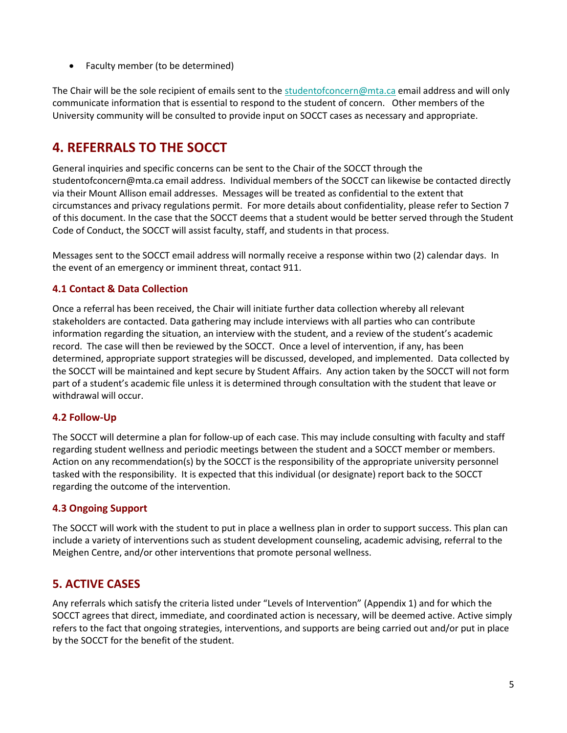- Faculty member (to be determined)

The Chair will be the sole recipient of emails sent to the studentofconcern@mta.ca email address and will only communicate information that is essential to respond to the student of concern. Other members of the University community will be consulted to provide input on SOCCT cases as necessary and appropriate.

## 4. REFERRALS TO THE SOCCT

General inquiries and specific concerns can be sent to the Chair of the SOCCT through the studentofconcern@mta.ca email address. Individual members of the SOCCT can likewise be contacted directly via their Mount Allison email addresses. Messages will be treated as confidential to the extent that circumstances and privacy regulations permit. For more details about confidentiality, please refer to Section 7 of this document. In the case that the SOCCT deems that a student would be better served through the Student Code of Conduct, the SOCCT will assist faculty, staff, and students in that process.

Messages sent to the SOCCT email address will normally receive a response within two (2) calendar days. In the event of an emergency or imminent threat, contact 911.

### 4.1 Contact & Data Collection

Once a referral has been received, the Chair will initiate further data collection whereby all relevant stakeholders are contacted. Data gathering may include interviews with all parties who can contribute information regarding the situation, an interview with the student, and a review of the student's academic record. The case will then be reviewed by the SOCCT. Once a level of intervention, if any, has been determined, appropriate support strategies will be discussed, developed, and implemented. Data collected by the SOCCT will be maintained and kept secure by Student Affairs. Any action taken by the SOCCT will not form part of a student's academic file unless it is determined through consultation with the student that leave or withdrawal will occur.

### 4.2 Follow-Up

The SOCCT will determine a plan for follow-up of each case. This may include consulting with faculty and staff regarding student wellness and periodic meetings between the student and a SOCCT member or members. Action on any recommendation(s) by the SOCCT is the responsibility of the appropriate university personnel tasked with the responsibility. It is expected that this individual (or designate) report back to the SOCCT regarding the outcome of the intervention.

### 4.3 Ongoing Support

The SOCCT will work with the student to put in place a wellness plan in order to support success. This plan can include a variety of interventions such as student development counseling, academic advising, referral to the Meighen Centre, and/or other interventions that promote personal wellness.

## 5. ACTIVE CASES

Any referrals which satisfy the criteria listed under "Levels of Intervention" (Appendix 1) and for which the SOCCT agrees that direct, immediate, and coordinated action is necessary, will be deemed active. Active simply refers to the fact that ongoing strategies, interventions, and supports are being carried out and/or put in place by the SOCCT for the benefit of the student.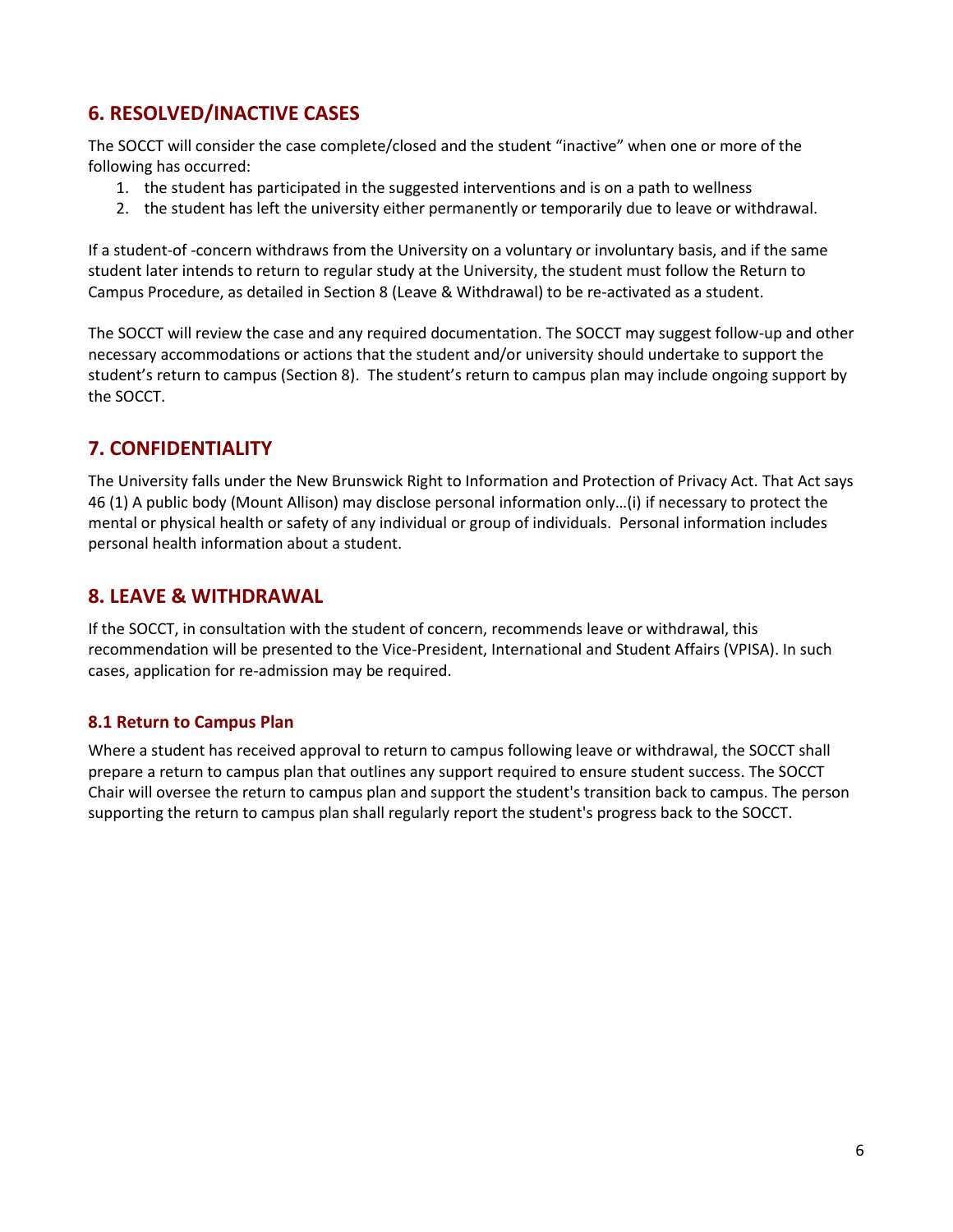## 6. RESOLVED/INACTIVE CASES

The SOCCT will consider the case complete/closed and the student "inactive" when one or more of the following has occurred:

1. the student has participated in the suggested interventions and is on a path to wellness
2. the student has left the university either permanently or temporarily due to leave or withdrawal.

If a student-of -concern withdraws from the University on a voluntary or involuntary basis, and if the same student later intends to return to regular study at the University, the student must follow the Return to Campus Procedure, as detailed in Section 8 (Leave & Withdrawal) to be re-activated as a student.

The SOCCT will review the case and any required documentation. The SOCCT may suggest follow-up and other necessary accommodations or actions that the student and/or university should undertake to support the student's return to campus (Section 8). The student's return to campus plan may include ongoing support by the SOCCT.

## 7. CONFIDENTIALITY

The University falls under the New Brunswick Right to Information and Protection of Privacy Act. That Act says 46 (1) A public body (Mount Allison) may disclose personal information only…(i) if necessary to protect the mental or physical health or safety of any individual or group of individuals. Personal information includes personal health information about a student.

## 8. LEAVE & WITHDRAWAL

If the SOCCT, in consultation with the student of concern, recommends leave or withdrawal, this recommendation will be presented to the Vice-President, International and Student Affairs (VPISA). In such cases, application for re-admission may be required.

### 8.1 Return to Campus Plan

Where a student has received approval to return to campus following leave or withdrawal, the SOCCT shall prepare a return to campus plan that outlines any support required to ensure student success. The SOCCT Chair will oversee the return to campus plan and support the student's transition back to campus. The person supporting the return to campus plan shall regularly report the student's progress back to the SOCCT.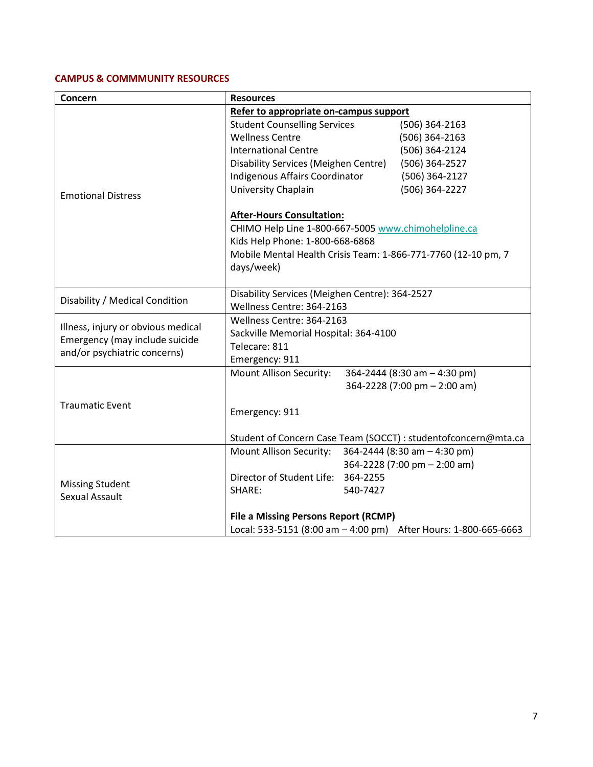## CAMPUS & COMMMUNITY RESOURCES

| Concern | Resources |
|---|---|
| Emotional Distress | **Refer to appropriate on-campus support**<br>Student Counselling Services (506) 364-2163<br>Wellness Centre (506) 364-2163<br>International Centre (506) 364-2124<br>Disability Services (Meighen Centre) (506) 364-2527<br>Indigenous Affairs Coordinator (506) 364-2127<br>University Chaplain (506) 364-2227<br><br>**After-Hours Consultation:**<br>CHIMO Help Line 1-800-667-5005 www.chimohelpline.ca<br>Kids Help Phone: 1-800-668-6868<br>Mobile Mental Health Crisis Team: 1-866-771-7760 (12-10 pm, 7 days/week) |
| Disability / Medical Condition | Disability Services (Meighen Centre): 364-2527<br>Wellness Centre: 364-2163 |
| Illness, injury or obvious medical Emergency (may include suicide and/or psychiatric concerns) | Wellness Centre: 364-2163<br>Sackville Memorial Hospital: 364-4100<br>Telecare: 811<br>Emergency: 911 |
| Traumatic Event | Mount Allison Security: 364-2444 (8:30 am – 4:30 pm)<br>364-2228 (7:00 pm – 2:00 am)<br><br>Emergency: 911<br><br>Student of Concern Case Team (SOCCT) : studentofconcern@mta.ca |
| Missing Student<br>Sexual Assault | Mount Allison Security: 364-2444 (8:30 am – 4:30 pm)<br>364-2228 (7:00 pm – 2:00 am)<br>Director of Student Life: 364-2255<br>SHARE: 540-7427<br><br>**File a Missing Persons Report (RCMP)**<br>Local: 533-5151 (8:00 am – 4:00 pm) After Hours: 1-800-665-6663 |